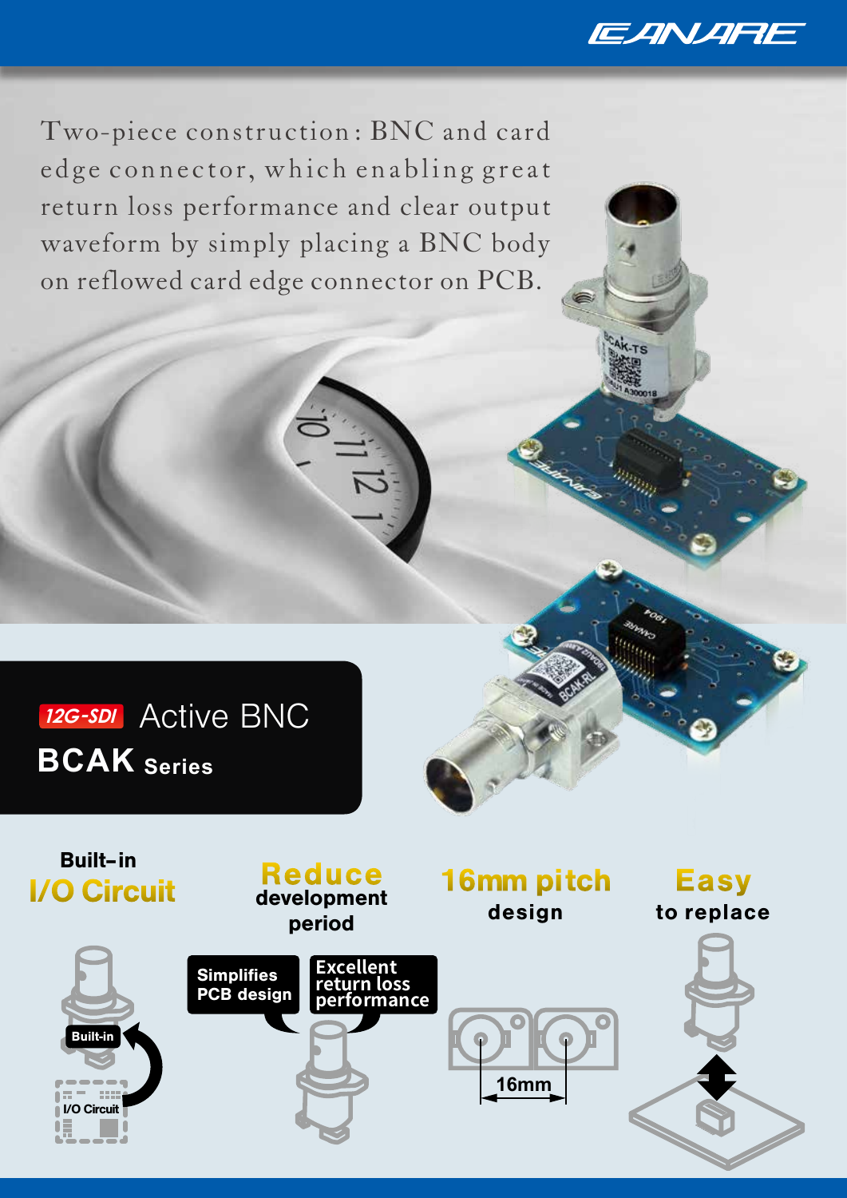Two-piece construction: BNC and card edge connector, which enabling great return loss performance and clear output waveform by simply placing a BNC body on reflowed card edge connector on PCB.

# 12G-SDI Active BNC

## BCAK Series

**Built-in I/O Circuit**

**Reduce development period**

- Simplifies PCB design
- Excellent return loss performance

**16mm pitch design**

**Easy to replace**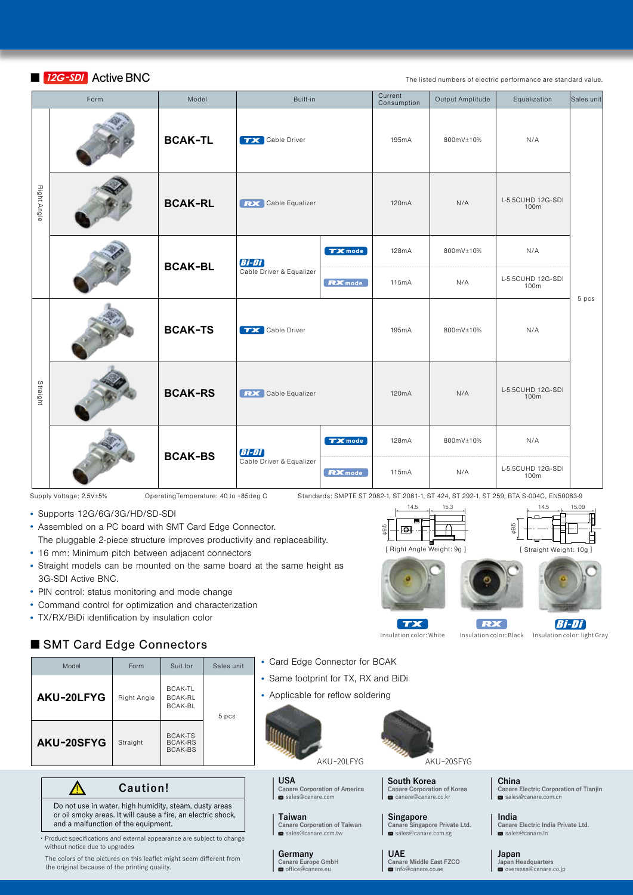## ■ 12G-SDI Active BNC

The listed numbers of electric performance are standard value.

| Form | | Model | Built-in | | Current Consumption | Output Amplitude | Equalization | Sales unit |
|---|---|---|---|---|---|---|---|---|
| Right Angle | | BCAK-TL | TX Cable Driver | | 195mA | 800mV±10% | N/A | 5 pcs |
| | | BCAK-RL | RX Cable Equalizer | | 120mA | N/A | L-5.5CUHD 12G-SDI 100m | |
| | | BCAK-BL | Bi-Di Cable Driver & Equalizer | TX mode | 128mA | 800mV±10% | N/A | |
| | | | | RX mode | 115mA | N/A | L-5.5CUHD 12G-SDI 100m | |
| Straight | | BCAK-TS | TX Cable Driver | | 195mA | 800mV±10% | N/A | |
| | | BCAK-RS | RX Cable Equalizer | | 120mA | N/A | L-5.5CUHD 12G-SDI 100m | |
| | | BCAK-BS | Bi-Di Cable Driver & Equalizer | TX mode | 128mA | 800mV±10% | N/A | |
| | | | | RX mode | 115mA | N/A | L-5.5CUHD 12G-SDI 100m | |

Supply Voltage: 2.5V±5% OperatingTemperature: 40 to +85deg C Standards: SMPTE ST 2082-1, ST 2081-1, ST 424, ST 292-1, ST 259, BTA S-004C, EN50083-9

- Supports 12G/6G/3G/HD/SD-SDI
- Assembled on a PC board with SMT Card Edge Connector. The pluggable 2-piece structure improves productivity and replaceability.
- 16 mm: Minimum pitch between adjacent connectors
- Straight models can be mounted on the same board at the same height as 3G-SDI Active BNC.
- PIN control: status monitoring and mode change
- Command control for optimization and characterization
- TX/RX/BiDi identification by insulation color

14.5 15.3 φ9.5
[ Right Angle Weight: 9g ]

14.5 15.09 φ9.5
[ Straight Weight: 10g ]

TX Insulation color: White
RX Insulation color: Black
Bi-Di Insulation color: light Gray

## ■ SMT Card Edge Connectors

| Model | Form | Suit for | Sales unit |
|---|---|---|---|
| AKU-20LFYG | Right Angle | BCAK-TL BCAK-RL BCAK-BL | 5 pcs |
| AKU-20SFYG | Straight | BCAK-TS BCAK-RS BCAK-BS | |

- Card Edge Connector for BCAK
- Same footprint for TX, RX and BiDi
- Applicable for reflow soldering

AKU-20LFYG AKU-20SFYG

**Caution!**

Do not use in water, high humidity, steam, dusty areas or oil smoky areas. It will cause a fire, an electric shock, and a malfunction of the equipment.

・Product specifications and external appearance are subject to change without notice due to upgrades

The colors of the pictures on this leaflet might seem different from the original because of the printing quality.

**USA**
Canare Corporation of America
sales@canare.com

**South Korea**
Canare Corporation of Korea
canare@canare.co.kr

**China**
Canare Electric Corporation of Tianjin
sales@canare.com.cn

**Taiwan**
Canare Corporation of Taiwan
sales@canare.com.tw

**Singapore**
Canare Singapore Private Ltd.
sales@canare.com.sg

**India**
Canare Electric India Private Ltd.
sales@canare.in

**Germany**
Canare Europe GmbH
office@canare.eu

**UAE**
Canare Middle East FZCO
info@canare.co.ae

**Japan**
Japan Headquarters
overseas@canare.co.jp